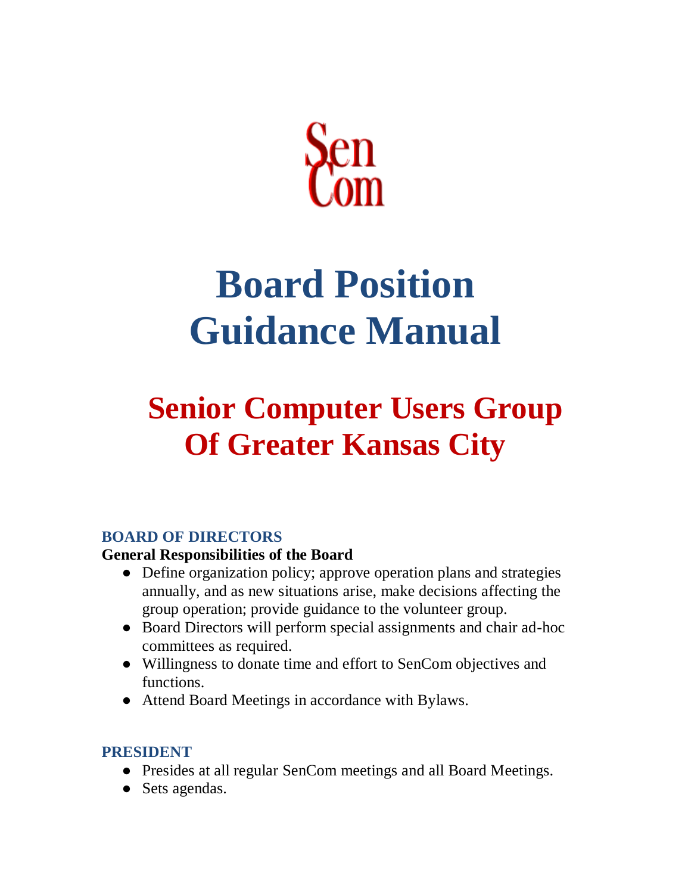SenCom

# Board Position Guidance Manual

# Senior Computer Users Group Of Greater Kansas City

## BOARD OF DIRECTORS

**General Responsibilities of the Board**

- Define organization policy; approve operation plans and strategies annually, and as new situations arise, make decisions affecting the group operation; provide guidance to the volunteer group.
- Board Directors will perform special assignments and chair ad-hoc committees as required.
- Willingness to donate time and effort to SenCom objectives and functions.
- Attend Board Meetings in accordance with Bylaws.

## PRESIDENT

- Presides at all regular SenCom meetings and all Board Meetings.
- Sets agendas.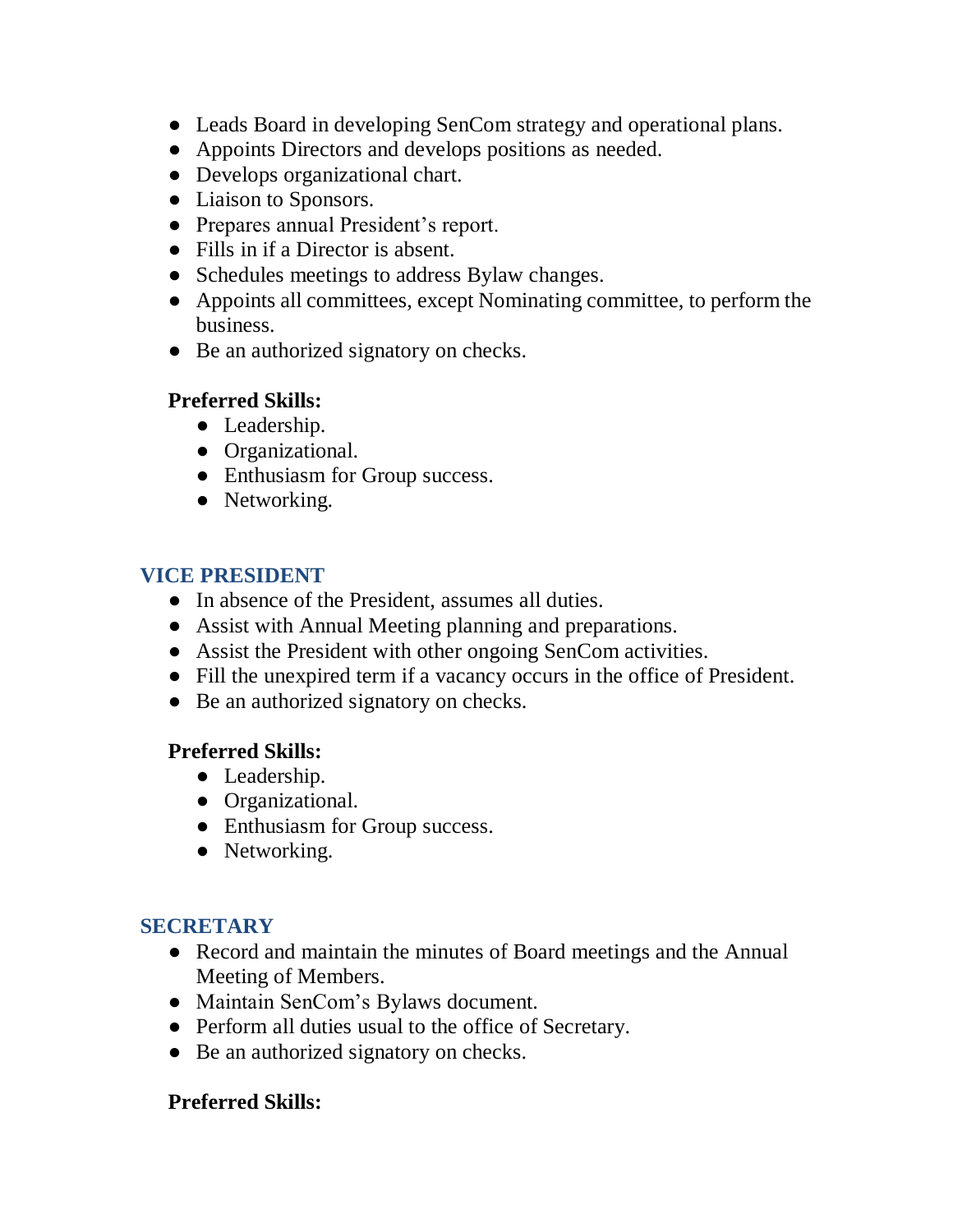- Leads Board in developing SenCom strategy and operational plans.
- Appoints Directors and develops positions as needed.
- Develops organizational chart.
- Liaison to Sponsors.
- Prepares annual President's report.
- Fills in if a Director is absent.
- Schedules meetings to address Bylaw changes.
- Appoints all committees, except Nominating committee, to perform the business.
- Be an authorized signatory on checks.

**Preferred Skills:**

- Leadership.
- Organizational.
- Enthusiasm for Group success.
- Networking.

## VICE PRESIDENT

- In absence of the President, assumes all duties.
- Assist with Annual Meeting planning and preparations.
- Assist the President with other ongoing SenCom activities.
- Fill the unexpired term if a vacancy occurs in the office of President.
- Be an authorized signatory on checks.

**Preferred Skills:**

- Leadership.
- Organizational.
- Enthusiasm for Group success.
- Networking.

## SECRETARY

- Record and maintain the minutes of Board meetings and the Annual Meeting of Members.
- Maintain SenCom's Bylaws document.
- Perform all duties usual to the office of Secretary.
- Be an authorized signatory on checks.

**Preferred Skills:**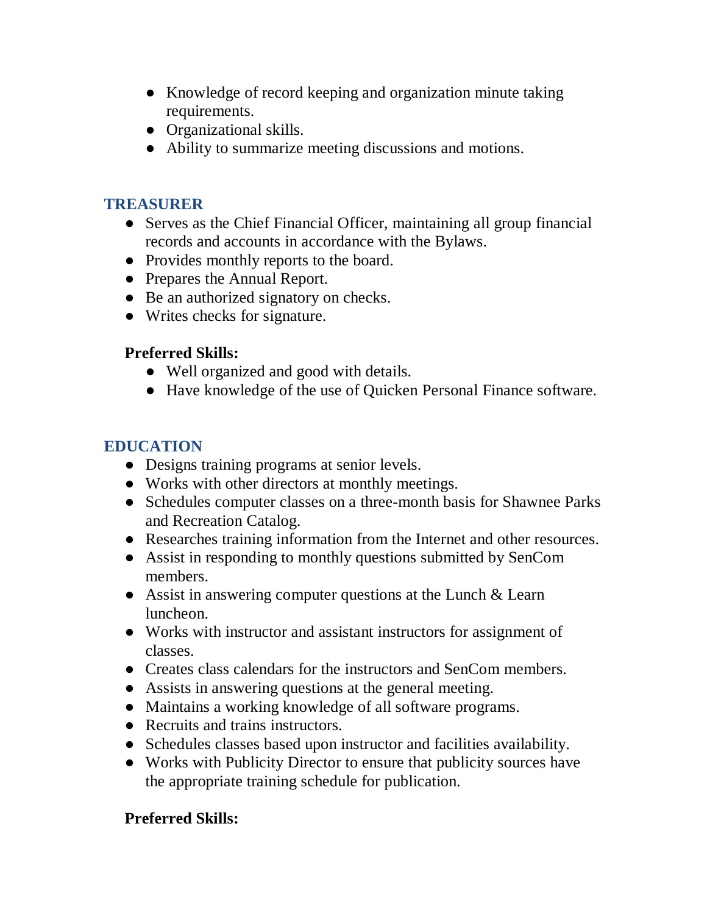- Knowledge of record keeping and organization minute taking requirements.
- Organizational skills.
- Ability to summarize meeting discussions and motions.

## TREASURER

- Serves as the Chief Financial Officer, maintaining all group financial records and accounts in accordance with the Bylaws.
- Provides monthly reports to the board.
- Prepares the Annual Report.
- Be an authorized signatory on checks.
- Writes checks for signature.

**Preferred Skills:**

- Well organized and good with details.
- Have knowledge of the use of Quicken Personal Finance software.

## EDUCATION

- Designs training programs at senior levels.
- Works with other directors at monthly meetings.
- Schedules computer classes on a three-month basis for Shawnee Parks and Recreation Catalog.
- Researches training information from the Internet and other resources.
- Assist in responding to monthly questions submitted by SenCom members.
- Assist in answering computer questions at the Lunch & Learn luncheon.
- Works with instructor and assistant instructors for assignment of classes.
- Creates class calendars for the instructors and SenCom members.
- Assists in answering questions at the general meeting.
- Maintains a working knowledge of all software programs.
- Recruits and trains instructors.
- Schedules classes based upon instructor and facilities availability.
- Works with Publicity Director to ensure that publicity sources have the appropriate training schedule for publication.

**Preferred Skills:**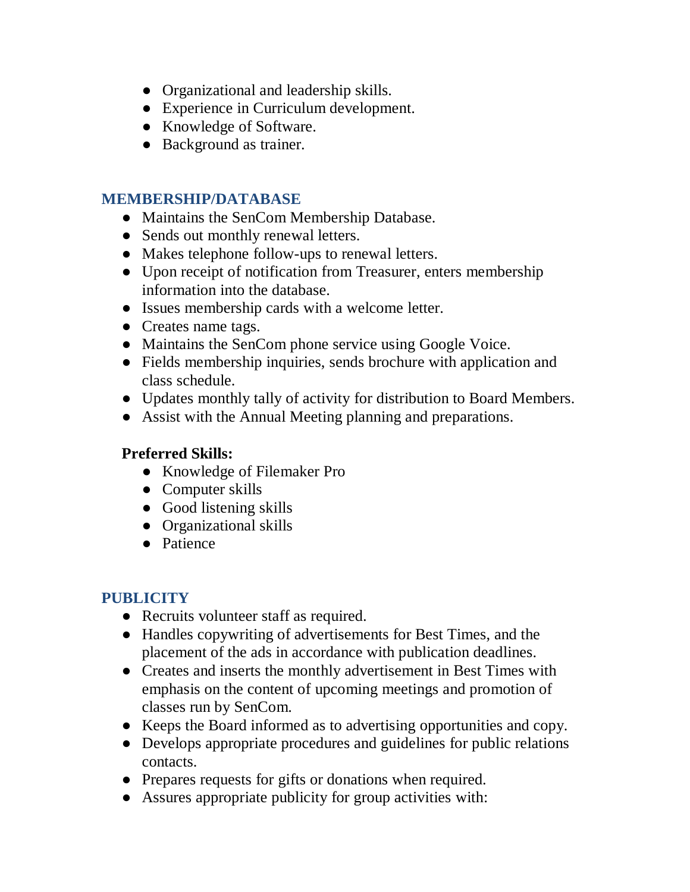- Organizational and leadership skills.
- Experience in Curriculum development.
- Knowledge of Software.
- Background as trainer.

## MEMBERSHIP/DATABASE

- Maintains the SenCom Membership Database.
- Sends out monthly renewal letters.
- Makes telephone follow-ups to renewal letters.
- Upon receipt of notification from Treasurer, enters membership information into the database.
- Issues membership cards with a welcome letter.
- Creates name tags.
- Maintains the SenCom phone service using Google Voice.
- Fields membership inquiries, sends brochure with application and class schedule.
- Updates monthly tally of activity for distribution to Board Members.
- Assist with the Annual Meeting planning and preparations.

**Preferred Skills:**

- Knowledge of Filemaker Pro
- Computer skills
- Good listening skills
- Organizational skills
- Patience

## PUBLICITY

- Recruits volunteer staff as required.
- Handles copywriting of advertisements for Best Times, and the placement of the ads in accordance with publication deadlines.
- Creates and inserts the monthly advertisement in Best Times with emphasis on the content of upcoming meetings and promotion of classes run by SenCom.
- Keeps the Board informed as to advertising opportunities and copy.
- Develops appropriate procedures and guidelines for public relations contacts.
- Prepares requests for gifts or donations when required.
- Assures appropriate publicity for group activities with: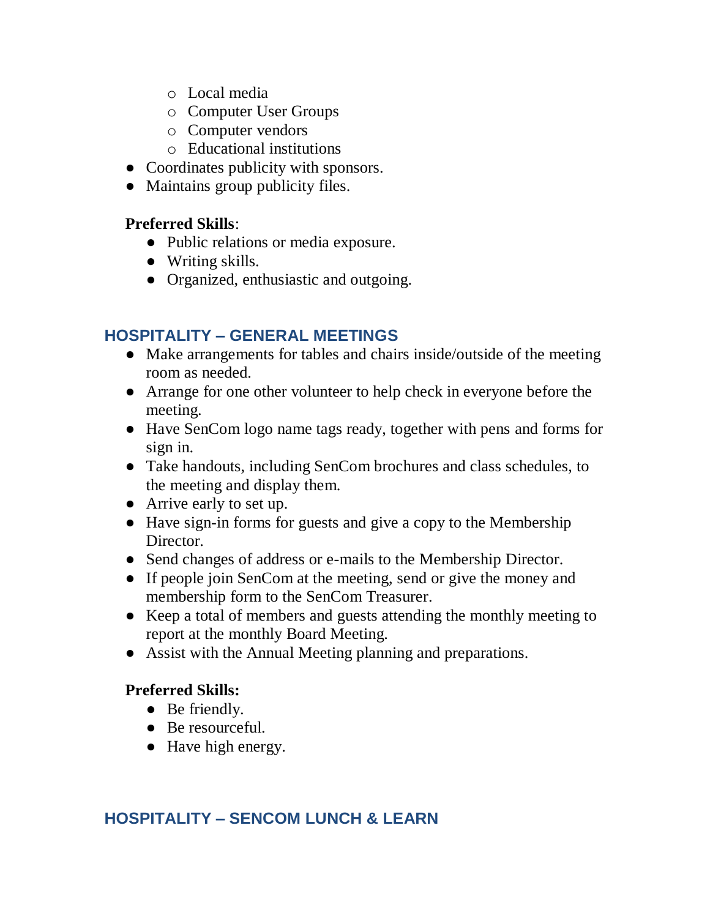- Local media
    - Computer User Groups
    - Computer vendors
    - Educational institutions
- Coordinates publicity with sponsors.
- Maintains group publicity files.

**Preferred Skills**:

- Public relations or media exposure.
- Writing skills.
- Organized, enthusiastic and outgoing.

## HOSPITALITY – GENERAL MEETINGS

- Make arrangements for tables and chairs inside/outside of the meeting room as needed.
- Arrange for one other volunteer to help check in everyone before the meeting.
- Have SenCom logo name tags ready, together with pens and forms for sign in.
- Take handouts, including SenCom brochures and class schedules, to the meeting and display them.
- Arrive early to set up.
- Have sign-in forms for guests and give a copy to the Membership Director.
- Send changes of address or e-mails to the Membership Director.
- If people join SenCom at the meeting, send or give the money and membership form to the SenCom Treasurer.
- Keep a total of members and guests attending the monthly meeting to report at the monthly Board Meeting.
- Assist with the Annual Meeting planning and preparations.

**Preferred Skills:**

- Be friendly.
- Be resourceful.
- Have high energy.

## HOSPITALITY – SENCOM LUNCH & LEARN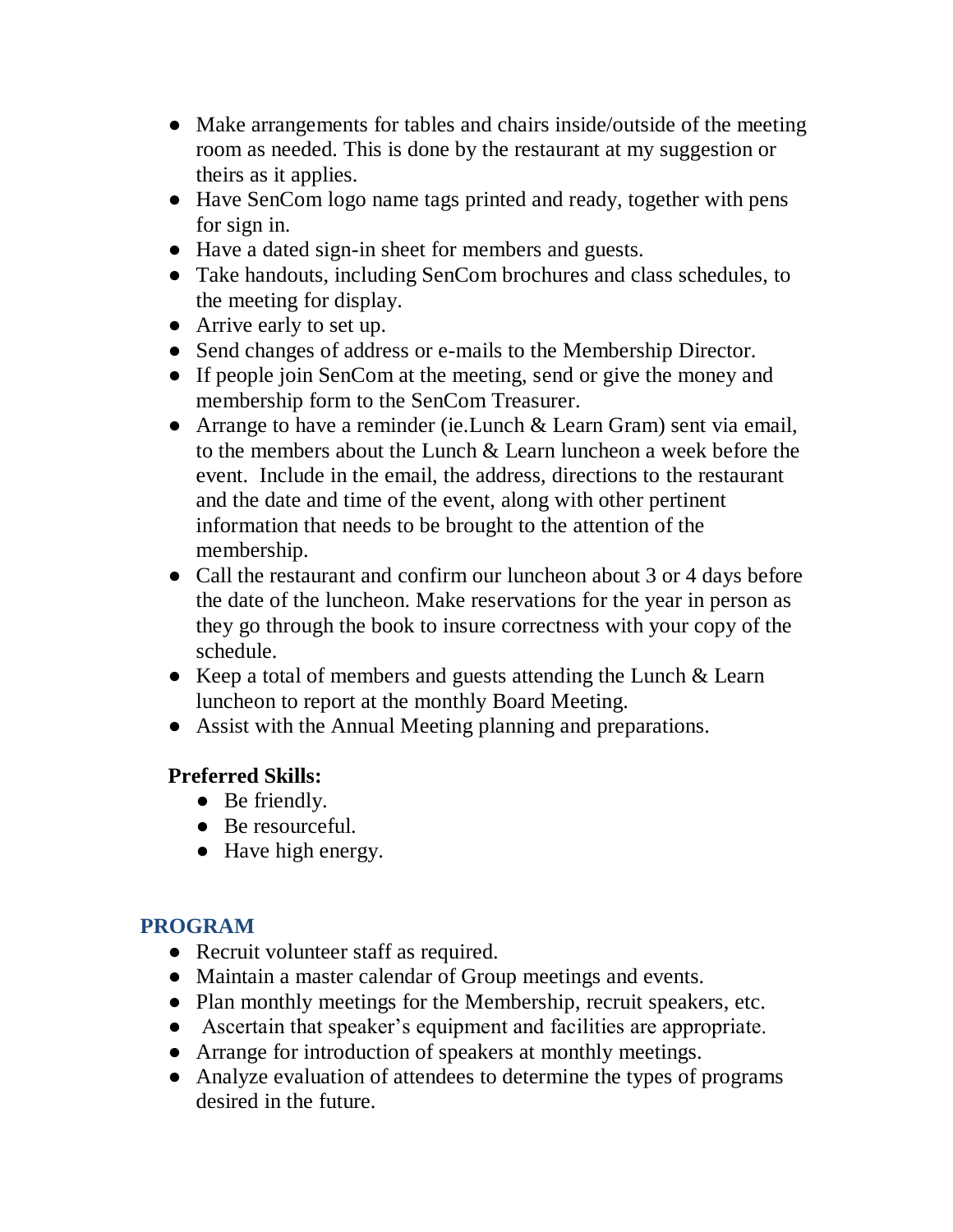- Make arrangements for tables and chairs inside/outside of the meeting room as needed. This is done by the restaurant at my suggestion or theirs as it applies.
- Have SenCom logo name tags printed and ready, together with pens for sign in.
- Have a dated sign-in sheet for members and guests.
- Take handouts, including SenCom brochures and class schedules, to the meeting for display.
- Arrive early to set up.
- Send changes of address or e-mails to the Membership Director.
- If people join SenCom at the meeting, send or give the money and membership form to the SenCom Treasurer.
- Arrange to have a reminder (ie.Lunch & Learn Gram) sent via email, to the members about the Lunch & Learn luncheon a week before the event. Include in the email, the address, directions to the restaurant and the date and time of the event, along with other pertinent information that needs to be brought to the attention of the membership.
- Call the restaurant and confirm our luncheon about 3 or 4 days before the date of the luncheon. Make reservations for the year in person as they go through the book to insure correctness with your copy of the schedule.
- Keep a total of members and guests attending the Lunch & Learn luncheon to report at the monthly Board Meeting.
- Assist with the Annual Meeting planning and preparations.

**Preferred Skills:**

- Be friendly.
- Be resourceful.
- Have high energy.

## PROGRAM

- Recruit volunteer staff as required.
- Maintain a master calendar of Group meetings and events.
- Plan monthly meetings for the Membership, recruit speakers, etc.
- Ascertain that speaker's equipment and facilities are appropriate.
- Arrange for introduction of speakers at monthly meetings.
- Analyze evaluation of attendees to determine the types of programs desired in the future.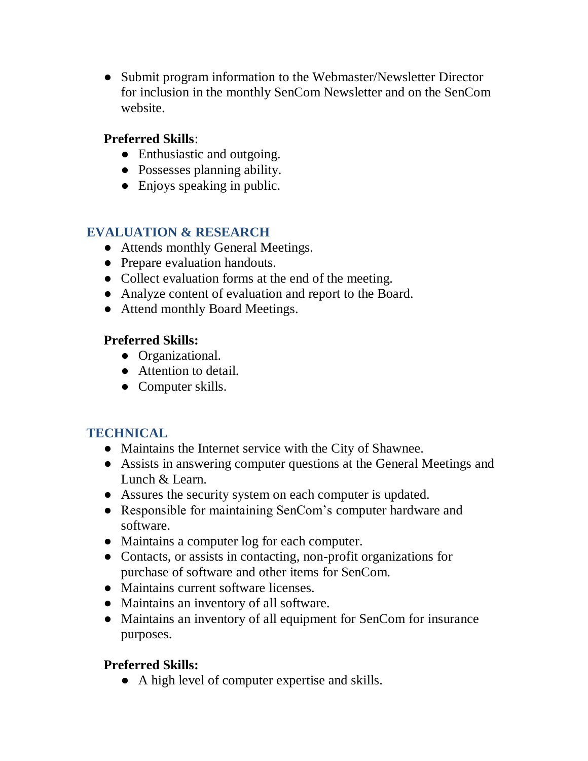- Submit program information to the Webmaster/Newsletter Director for inclusion in the monthly SenCom Newsletter and on the SenCom website.

**Preferred Skills**:

- Enthusiastic and outgoing.
- Possesses planning ability.
- Enjoys speaking in public.

## EVALUATION & RESEARCH

- Attends monthly General Meetings.
- Prepare evaluation handouts.
- Collect evaluation forms at the end of the meeting.
- Analyze content of evaluation and report to the Board.
- Attend monthly Board Meetings.

**Preferred Skills:**

- Organizational.
- Attention to detail.
- Computer skills.

## TECHNICAL

- Maintains the Internet service with the City of Shawnee.
- Assists in answering computer questions at the General Meetings and Lunch & Learn.
- Assures the security system on each computer is updated.
- Responsible for maintaining SenCom's computer hardware and software.
- Maintains a computer log for each computer.
- Contacts, or assists in contacting, non-profit organizations for purchase of software and other items for SenCom.
- Maintains current software licenses.
- Maintains an inventory of all software.
- Maintains an inventory of all equipment for SenCom for insurance purposes.

**Preferred Skills:**

- A high level of computer expertise and skills.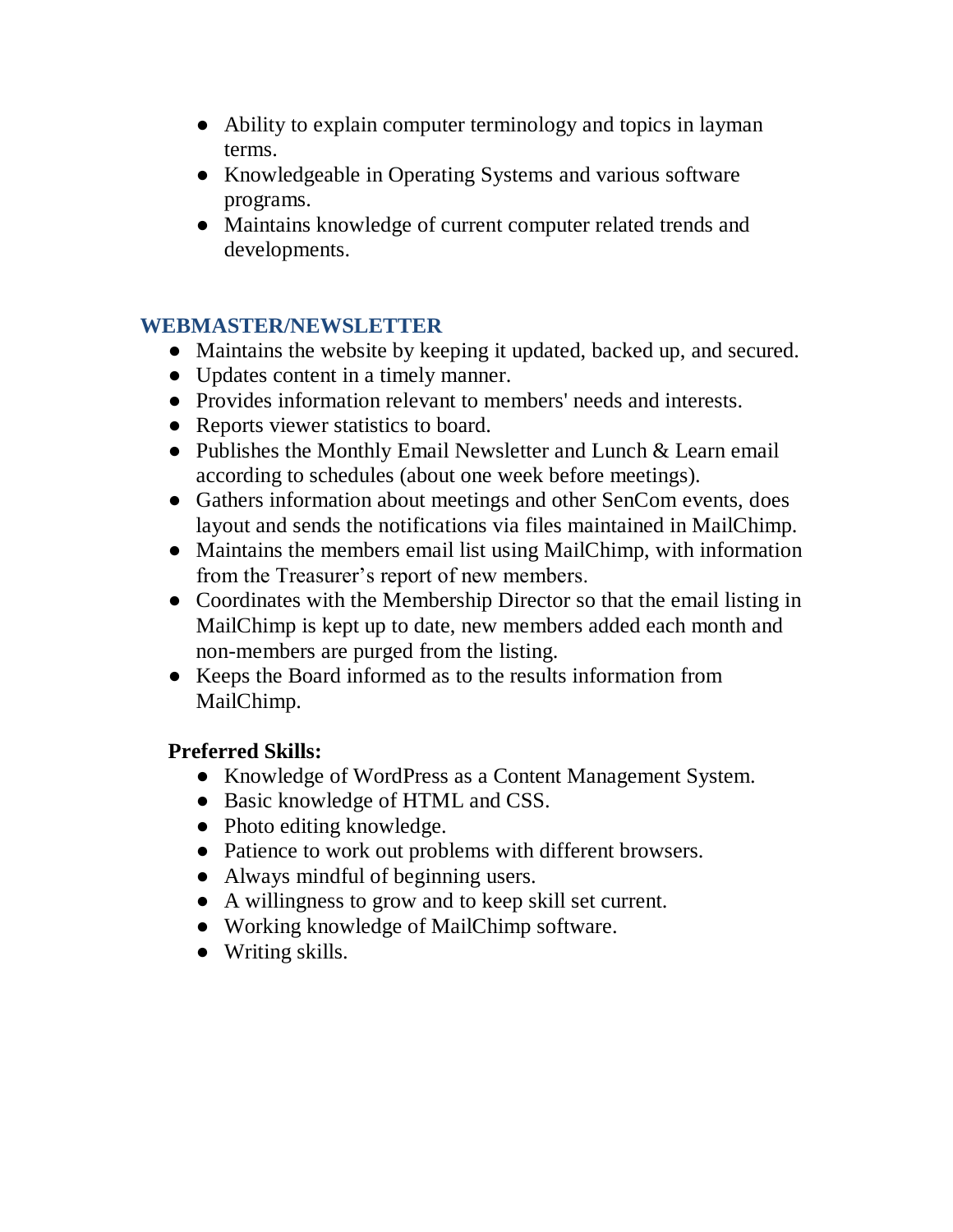- Ability to explain computer terminology and topics in layman terms.
- Knowledgeable in Operating Systems and various software programs.
- Maintains knowledge of current computer related trends and developments.

## WEBMASTER/NEWSLETTER

- Maintains the website by keeping it updated, backed up, and secured.
- Updates content in a timely manner.
- Provides information relevant to members' needs and interests.
- Reports viewer statistics to board.
- Publishes the Monthly Email Newsletter and Lunch & Learn email according to schedules (about one week before meetings).
- Gathers information about meetings and other SenCom events, does layout and sends the notifications via files maintained in MailChimp.
- Maintains the members email list using MailChimp, with information from the Treasurer's report of new members.
- Coordinates with the Membership Director so that the email listing in MailChimp is kept up to date, new members added each month and non-members are purged from the listing.
- Keeps the Board informed as to the results information from MailChimp.

**Preferred Skills:**

- Knowledge of WordPress as a Content Management System.
- Basic knowledge of HTML and CSS.
- Photo editing knowledge.
- Patience to work out problems with different browsers.
- Always mindful of beginning users.
- A willingness to grow and to keep skill set current.
- Working knowledge of MailChimp software.
- Writing skills.